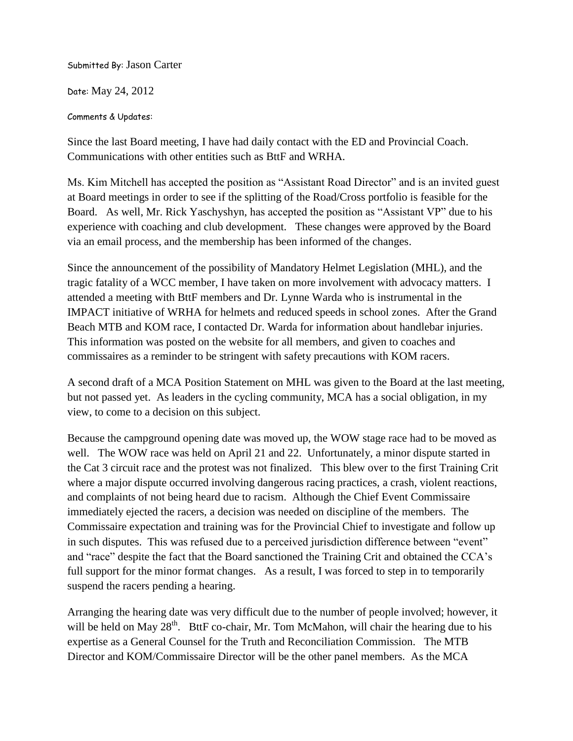Submitted By: Jason Carter

Date: May 24, 2012

Comments & Updates:

Since the last Board meeting, I have had daily contact with the ED and Provincial Coach. Communications with other entities such as BttF and WRHA.

Ms. Kim Mitchell has accepted the position as "Assistant Road Director" and is an invited guest at Board meetings in order to see if the splitting of the Road/Cross portfolio is feasible for the Board. As well, Mr. Rick Yaschyshyn, has accepted the position as "Assistant VP" due to his experience with coaching and club development. These changes were approved by the Board via an email process, and the membership has been informed of the changes.

Since the announcement of the possibility of Mandatory Helmet Legislation (MHL), and the tragic fatality of a WCC member, I have taken on more involvement with advocacy matters. I attended a meeting with BttF members and Dr. Lynne Warda who is instrumental in the IMPACT initiative of WRHA for helmets and reduced speeds in school zones. After the Grand Beach MTB and KOM race, I contacted Dr. Warda for information about handlebar injuries. This information was posted on the website for all members, and given to coaches and commissaires as a reminder to be stringent with safety precautions with KOM racers.

A second draft of a MCA Position Statement on MHL was given to the Board at the last meeting, but not passed yet. As leaders in the cycling community, MCA has a social obligation, in my view, to come to a decision on this subject.

Because the campground opening date was moved up, the WOW stage race had to be moved as well. The WOW race was held on April 21 and 22. Unfortunately, a minor dispute started in the Cat 3 circuit race and the protest was not finalized. This blew over to the first Training Crit where a major dispute occurred involving dangerous racing practices, a crash, violent reactions, and complaints of not being heard due to racism. Although the Chief Event Commissaire immediately ejected the racers, a decision was needed on discipline of the members. The Commissaire expectation and training was for the Provincial Chief to investigate and follow up in such disputes. This was refused due to a perceived jurisdiction difference between "event" and "race" despite the fact that the Board sanctioned the Training Crit and obtained the CCA's full support for the minor format changes. As a result, I was forced to step in to temporarily suspend the racers pending a hearing.

Arranging the hearing date was very difficult due to the number of people involved; however, it will be held on May 28th. BttF co-chair, Mr. Tom McMahon, will chair the hearing due to his expertise as a General Counsel for the Truth and Reconciliation Commission. The MTB Director and KOM/Commissaire Director will be the other panel members. As the MCA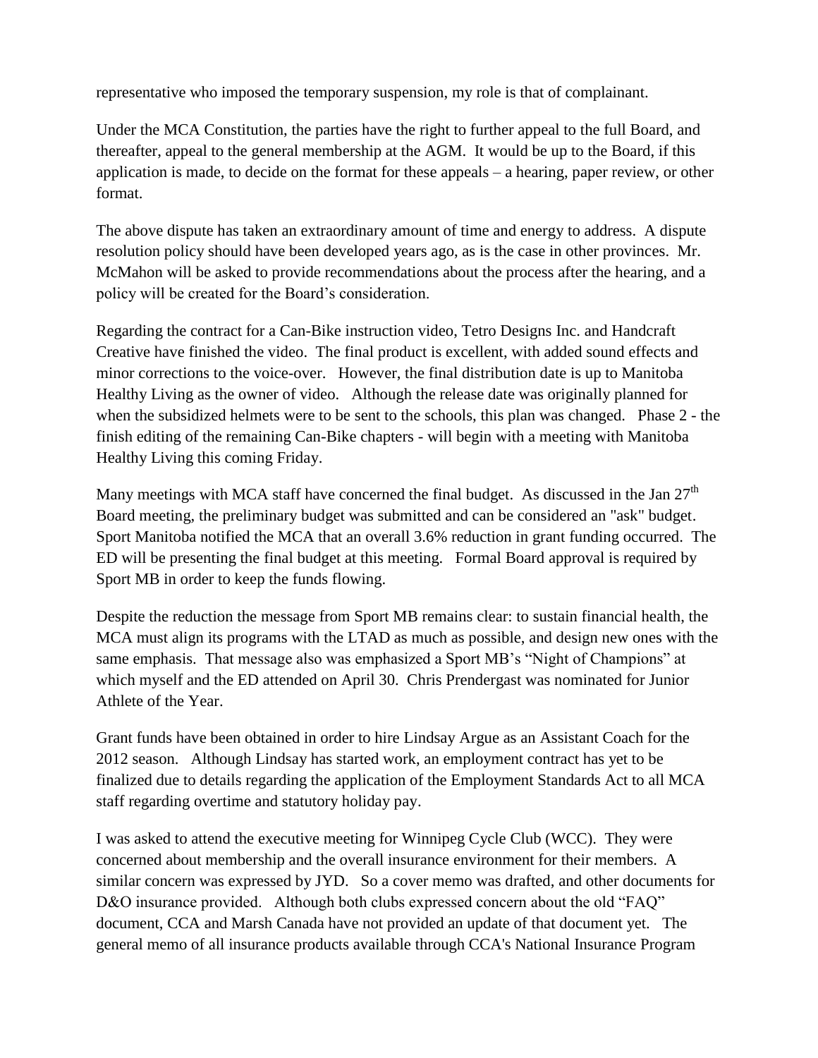representative who imposed the temporary suspension, my role is that of complainant.

Under the MCA Constitution, the parties have the right to further appeal to the full Board, and thereafter, appeal to the general membership at the AGM. It would be up to the Board, if this application is made, to decide on the format for these appeals – a hearing, paper review, or other format.

The above dispute has taken an extraordinary amount of time and energy to address. A dispute resolution policy should have been developed years ago, as is the case in other provinces. Mr. McMahon will be asked to provide recommendations about the process after the hearing, and a policy will be created for the Board's consideration.

Regarding the contract for a Can-Bike instruction video, Tetro Designs Inc. and Handcraft Creative have finished the video. The final product is excellent, with added sound effects and minor corrections to the voice-over. However, the final distribution date is up to Manitoba Healthy Living as the owner of video. Although the release date was originally planned for when the subsidized helmets were to be sent to the schools, this plan was changed. Phase 2 - the finish editing of the remaining Can-Bike chapters - will begin with a meeting with Manitoba Healthy Living this coming Friday.

Many meetings with MCA staff have concerned the final budget. As discussed in the Jan 27th Board meeting, the preliminary budget was submitted and can be considered an "ask" budget. Sport Manitoba notified the MCA that an overall 3.6% reduction in grant funding occurred. The ED will be presenting the final budget at this meeting. Formal Board approval is required by Sport MB in order to keep the funds flowing.

Despite the reduction the message from Sport MB remains clear: to sustain financial health, the MCA must align its programs with the LTAD as much as possible, and design new ones with the same emphasis. That message also was emphasized a Sport MB's "Night of Champions" at which myself and the ED attended on April 30. Chris Prendergast was nominated for Junior Athlete of the Year.

Grant funds have been obtained in order to hire Lindsay Argue as an Assistant Coach for the 2012 season. Although Lindsay has started work, an employment contract has yet to be finalized due to details regarding the application of the Employment Standards Act to all MCA staff regarding overtime and statutory holiday pay.

I was asked to attend the executive meeting for Winnipeg Cycle Club (WCC). They were concerned about membership and the overall insurance environment for their members. A similar concern was expressed by JYD. So a cover memo was drafted, and other documents for D&O insurance provided. Although both clubs expressed concern about the old "FAQ" document, CCA and Marsh Canada have not provided an update of that document yet. The general memo of all insurance products available through CCA's National Insurance Program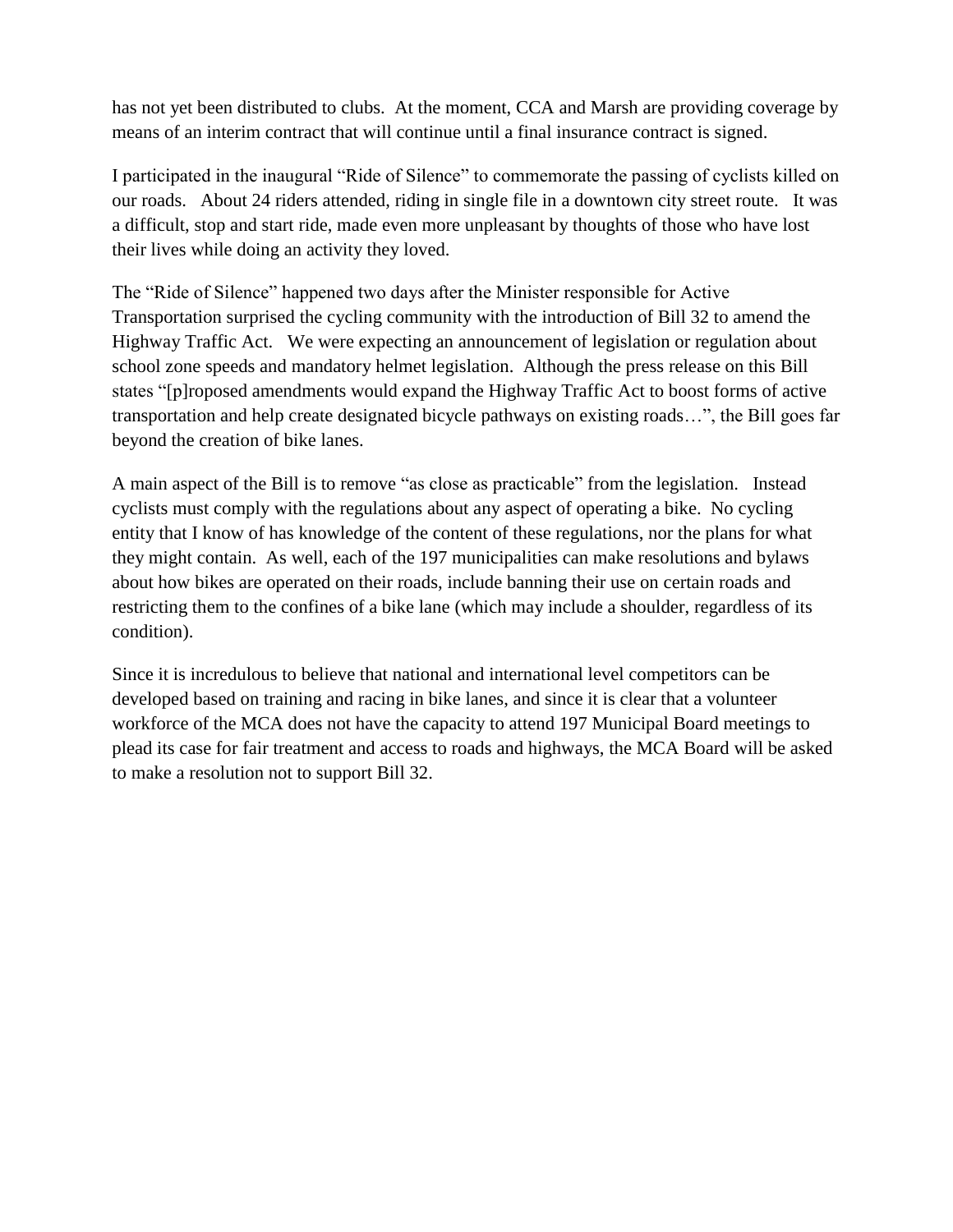has not yet been distributed to clubs. At the moment, CCA and Marsh are providing coverage by means of an interim contract that will continue until a final insurance contract is signed.

I participated in the inaugural "Ride of Silence" to commemorate the passing of cyclists killed on our roads. About 24 riders attended, riding in single file in a downtown city street route. It was a difficult, stop and start ride, made even more unpleasant by thoughts of those who have lost their lives while doing an activity they loved.

The "Ride of Silence" happened two days after the Minister responsible for Active Transportation surprised the cycling community with the introduction of Bill 32 to amend the Highway Traffic Act. We were expecting an announcement of legislation or regulation about school zone speeds and mandatory helmet legislation. Although the press release on this Bill states "[p]roposed amendments would expand the Highway Traffic Act to boost forms of active transportation and help create designated bicycle pathways on existing roads…", the Bill goes far beyond the creation of bike lanes.

A main aspect of the Bill is to remove "as close as practicable" from the legislation. Instead cyclists must comply with the regulations about any aspect of operating a bike. No cycling entity that I know of has knowledge of the content of these regulations, nor the plans for what they might contain. As well, each of the 197 municipalities can make resolutions and bylaws about how bikes are operated on their roads, include banning their use on certain roads and restricting them to the confines of a bike lane (which may include a shoulder, regardless of its condition).

Since it is incredulous to believe that national and international level competitors can be developed based on training and racing in bike lanes, and since it is clear that a volunteer workforce of the MCA does not have the capacity to attend 197 Municipal Board meetings to plead its case for fair treatment and access to roads and highways, the MCA Board will be asked to make a resolution not to support Bill 32.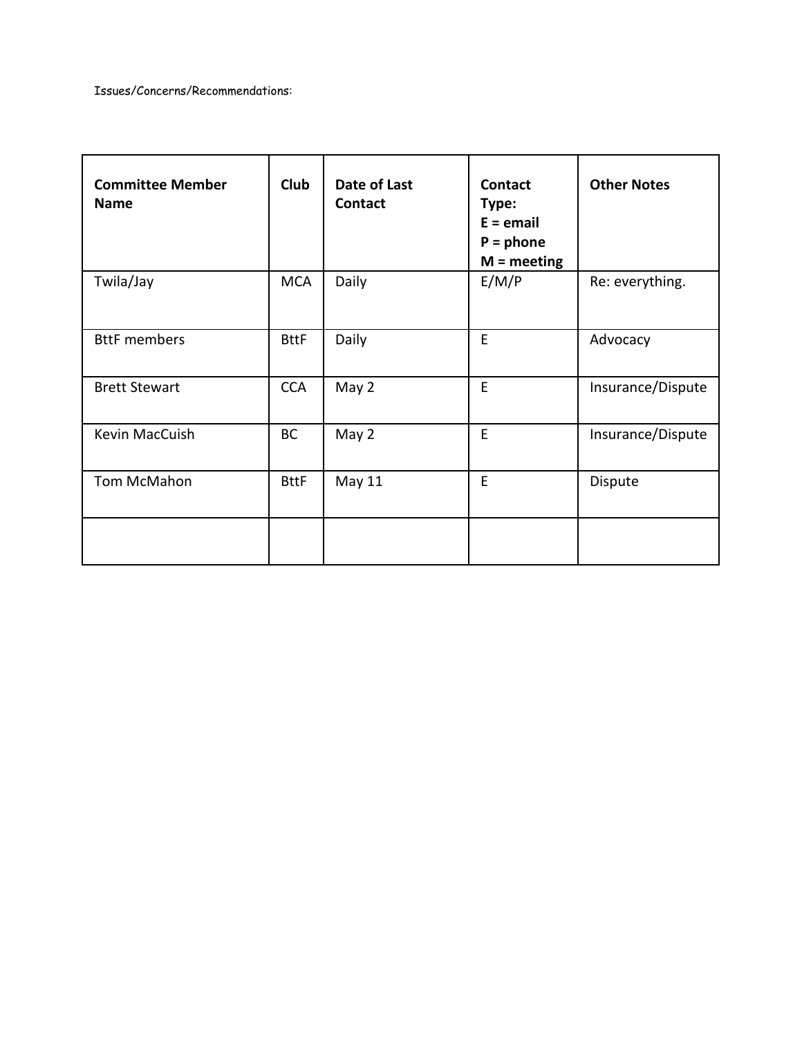Issues/Concerns/Recommendations:

| **Committee Member Name** | **Club** | **Date of Last Contact** | **Contact Type: E = email P = phone M = meeting** | **Other Notes** |
|---|---|---|---|---|
| Twila/Jay | MCA | Daily | E/M/P | Re: everything. |
| BttF members | BttF | Daily | E | Advocacy |
| Brett Stewart | CCA | May 2 | E | Insurance/Dispute |
| Kevin MacCuish | BC | May 2 | E | Insurance/Dispute |
| Tom McMahon | BttF | May 11 | E | Dispute |
| | | | | |